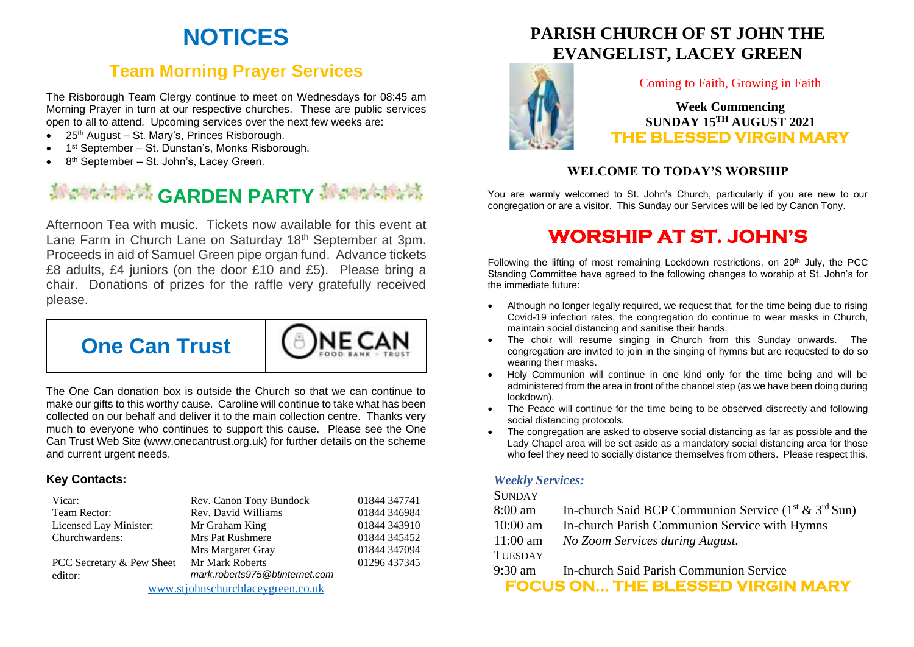# NOTICES

## Team Morning Prayer Services

The Risborough Team Clergy continue to meet on Wednesdays for 08:45 am Morning Prayer in turn at our respective churches. These are public services open to all to attend. Upcoming services over the next few weeks are:

- 25th August – St. Mary's, Princes Risborough.
- 1st September – St. Dunstan's, Monks Risborough.
- 8th September – St. John's, Lacey Green.

## GARDEN PARTY

Afternoon Tea with music. Tickets now available for this event at Lane Farm in Church Lane on Saturday 18th September at 3pm. Proceeds in aid of Samuel Green pipe organ fund. Advance tickets £8 adults, £4 juniors (on the door £10 and £5). Please bring a chair. Donations of prizes for the raffle very gratefully received please.

## One Can Trust

ONE CAN FOOD BANK • TRUST

The One Can donation box is outside the Church so that we can continue to make our gifts to this worthy cause. Caroline will continue to take what has been collected on our behalf and deliver it to the main collection centre. Thanks very much to everyone who continues to support this cause. Please see the One Can Trust Web Site (www.onecantrust.org.uk) for further details on the scheme and current urgent needs.

### Key Contacts:

| | | |
|---|---|---|
| Vicar: | Rev. Canon Tony Bundock | 01844 347741 |
| Team Rector: | Rev. David Williams | 01844 346984 |
| Licensed Lay Minister: | Mr Graham King | 01844 343910 |
| Churchwardens: | Mrs Pat Rushmere | 01844 345452 |
| | Mrs Margaret Gray | 01844 347094 |
| PCC Secretary & Pew Sheet editor: | Mr Mark Roberts *mark.roberts975@btinternet.com* | 01296 437345 |

www.stjohnschurchlaceygreen.co.uk

# PARISH CHURCH OF ST JOHN THE EVANGELIST, LACEY GREEN

Coming to Faith, Growing in Faith

**Week Commencing**
**SUNDAY 15TH AUGUST 2021**
**THE BLESSED VIRGIN MARY**

## WELCOME TO TODAY'S WORSHIP

You are warmly welcomed to St. John's Church, particularly if you are new to our congregation or are a visitor. This Sunday our Services will be led by Canon Tony.

## WORSHIP AT ST. JOHN'S

Following the lifting of most remaining Lockdown restrictions, on 20th July, the PCC Standing Committee have agreed to the following changes to worship at St. John's for the immediate future:

- Although no longer legally required, we request that, for the time being due to rising Covid-19 infection rates, the congregation do continue to wear masks in Church, maintain social distancing and sanitise their hands.
- The choir will resume singing in Church from this Sunday onwards. The congregation are invited to join in the singing of hymns but are requested to do so wearing their masks.
- Holy Communion will continue in one kind only for the time being and will be administered from the area in front of the chancel step (as we have been doing during lockdown).
- The Peace will continue for the time being to be observed discreetly and following social distancing protocols.
- The congregation are asked to observe social distancing as far as possible and the Lady Chapel area will be set aside as a mandatory social distancing area for those who feel they need to socially distance themselves from others. Please respect this.

### *Weekly Services:*

SUNDAY

| | |
|---|---|
| 8:00 am | In-church Said BCP Communion Service (1st & 3rd Sun) |
| 10:00 am | In-church Parish Communion Service with Hymns |
| 11:00 am | *No Zoom Services during August.* |

TUESDAY

| | |
|---|---|
| 9:30 am | In-church Said Parish Communion Service |

## FOCUS ON... THE BLESSED VIRGIN MARY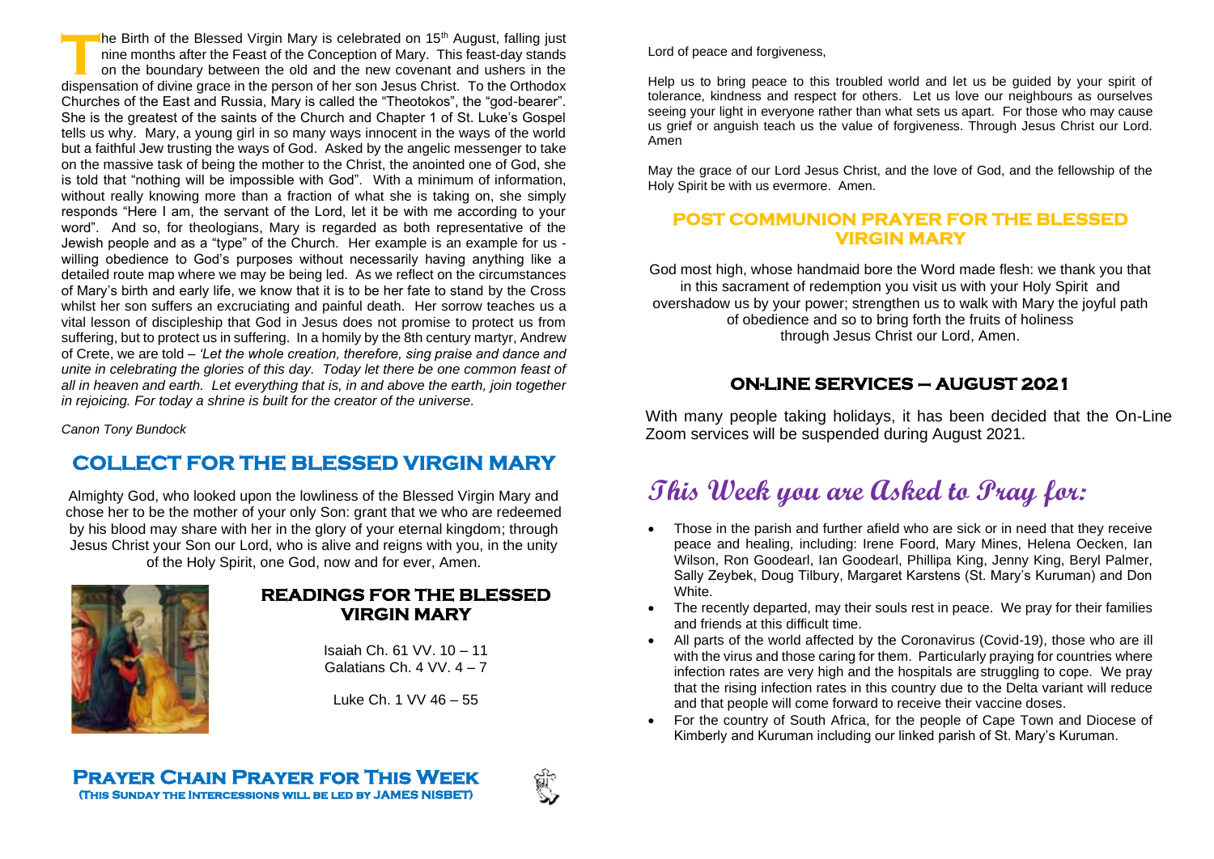The Birth of the Blessed Virgin Mary is celebrated on 15th August, falling just nine months after the Feast of the Conception of Mary. This feast-day stands on the boundary between the old and the new covenant and ushers in the dispensation of divine grace in the person of her son Jesus Christ. To the Orthodox Churches of the East and Russia, Mary is called the "Theotokos", the "god-bearer". She is the greatest of the saints of the Church and Chapter 1 of St. Luke's Gospel tells us why. Mary, a young girl in so many ways innocent in the ways of the world but a faithful Jew trusting the ways of God. Asked by the angelic messenger to take on the massive task of being the mother to the Christ, the anointed one of God, she is told that "nothing will be impossible with God". With a minimum of information, without really knowing more than a fraction of what she is taking on, she simply responds "Here I am, the servant of the Lord, let it be with me according to your word". And so, for theologians, Mary is regarded as both representative of the Jewish people and as a "type" of the Church. Her example is an example for us - willing obedience to God's purposes without necessarily having anything like a detailed route map where we may be being led. As we reflect on the circumstances of Mary's birth and early life, we know that it is to be her fate to stand by the Cross whilst her son suffers an excruciating and painful death. Her sorrow teaches us a vital lesson of discipleship that God in Jesus does not promise to protect us from suffering, but to protect us in suffering. In a homily by the 8th century martyr, Andrew of Crete, we are told – *'Let the whole creation, therefore, sing praise and dance and unite in celebrating the glories of this day. Today let there be one common feast of all in heaven and earth. Let everything that is, in and above the earth, join together in rejoicing. For today a shrine is built for the creator of the universe.*

*Canon Tony Bundock*

## COLLECT FOR THE BLESSED VIRGIN MARY

Almighty God, who looked upon the lowliness of the Blessed Virgin Mary and chose her to be the mother of your only Son: grant that we who are redeemed by his blood may share with her in the glory of your eternal kingdom; through Jesus Christ your Son our Lord, who is alive and reigns with you, in the unity of the Holy Spirit, one God, now and for ever, Amen.

## READINGS FOR THE BLESSED VIRGIN MARY

Isaiah Ch. 61 VV. 10 – 11

Galatians Ch. 4 VV. 4 – 7

Luke Ch. 1 VV 46 – 55

## Prayer Chain Prayer for This Week

**(This Sunday the Intercessions will be led by JAMES NISBET)**

Lord of peace and forgiveness,

Help us to bring peace to this troubled world and let us be guided by your spirit of tolerance, kindness and respect for others. Let us love our neighbours as ourselves seeing your light in everyone rather than what sets us apart. For those who may cause us grief or anguish teach us the value of forgiveness. Through Jesus Christ our Lord. Amen

May the grace of our Lord Jesus Christ, and the love of God, and the fellowship of the Holy Spirit be with us evermore. Amen.

## POST COMMUNION PRAYER FOR THE BLESSED VIRGIN MARY

God most high, whose handmaid bore the Word made flesh: we thank you that in this sacrament of redemption you visit us with your Holy Spirit and overshadow us by your power; strengthen us to walk with Mary the joyful path of obedience and so to bring forth the fruits of holiness through Jesus Christ our Lord, Amen.

## ON-LINE SERVICES – AUGUST 2021

With many people taking holidays, it has been decided that the On-Line Zoom services will be suspended during August 2021.

# This Week you are Asked to Pray for:

- Those in the parish and further afield who are sick or in need that they receive peace and healing, including: Irene Foord, Mary Mines, Helena Oecken, Ian Wilson, Ron Goodearl, Ian Goodearl, Phillipa King, Jenny King, Beryl Palmer, Sally Zeybek, Doug Tilbury, Margaret Karstens (St. Mary's Kuruman) and Don White.
- The recently departed, may their souls rest in peace. We pray for their families and friends at this difficult time.
- All parts of the world affected by the Coronavirus (Covid-19), those who are ill with the virus and those caring for them. Particularly praying for countries where infection rates are very high and the hospitals are struggling to cope. We pray that the rising infection rates in this country due to the Delta variant will reduce and that people will come forward to receive their vaccine doses.
- For the country of South Africa, for the people of Cape Town and Diocese of Kimberly and Kuruman including our linked parish of St. Mary's Kuruman.